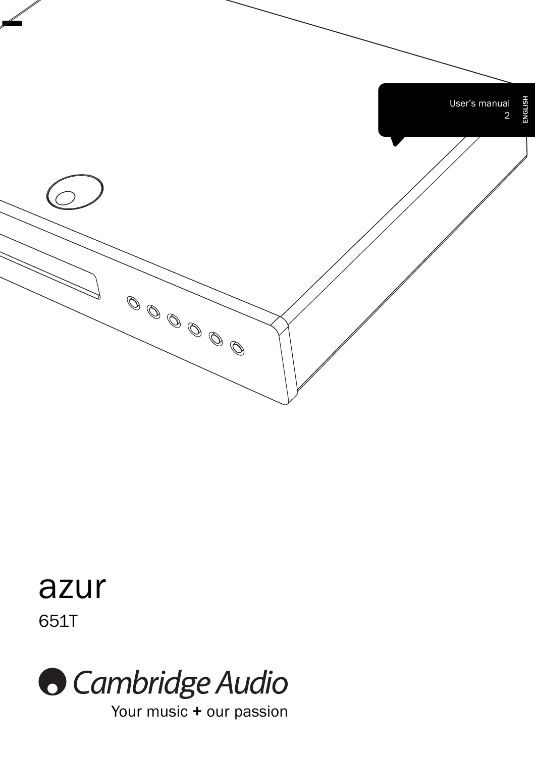User's manual 2

ENGLISH

# azur

## 651T

Cambridge Audio

Your music + our passion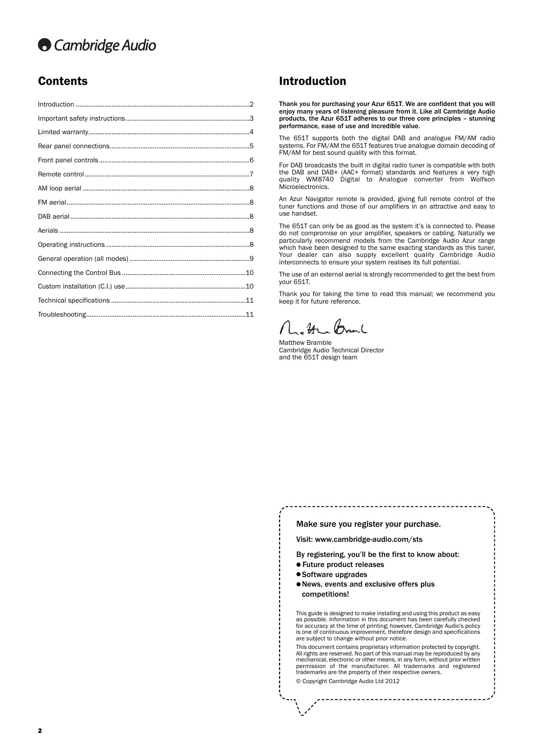## Contents

- Introduction ....................................................................................2
- Important safety instructions ....................................................3
- Limited warranty..........................................................................4
- Rear panel connections..............................................................5
- Front panel controls ....................................................................6
- Remote control.............................................................................7
- AM loop aerial ..............................................................................8
- FM aerial.......................................................................................8
- DAB aerial.....................................................................................8
- Aerials ..........................................................................................8
- Operating instructions ................................................................8
- General operation (all modes) ....................................................9
- Connecting the Control Bus ......................................................10
- Custom installation (C.I.) use....................................................10
- Technical specifications ............................................................11
- Troubleshooting..........................................................................11

## Introduction

**Thank you for purchasing your Azur 651T. We are confident that you will enjoy many years of listening pleasure from it. Like all Cambridge Audio products, the Azur 651T adheres to our three core principles – stunning performance, ease of use and incredible value.**

The 651T supports both the digital DAB and analogue FM/AM radio systems. For FM/AM the 651T features true analogue domain decoding of FM/AM for best sound quality with this format.

For DAB broadcasts the built in digital radio tuner is compatible with both the DAB and DAB+ (AAC+ format) standards and features a very high quality WM8740 Digital to Analogue converter from Wolfson Microelectronics.

An Azur Navigator remote is provided, giving full remote control of the tuner functions and those of our amplifiers in an attractive and easy to use handset.

The 651T can only be as good as the system it's is connected to. Please do not compromise on your amplifier, speakers or cabling. Naturally we particularly recommend models from the Cambridge Audio Azur range which have been designed to the same exacting standards as this tuner. Your dealer can also supply excellent quality Cambridge Audio interconnects to ensure your system realises its full potential.

The use of an external aerial is strongly recommended to get the best from your 651T.

Thank you for taking the time to read this manual; we recommend you keep it for future reference.

Matthew Bramble
Cambridge Audio Technical Director
and the 651T design team

Make sure you register your purchase.

Visit: www.cambridge-audio.com/sts

By registering, you'll be the first to know about:

- Future product releases
- Software upgrades
- News, events and exclusive offers plus competitions!

This guide is designed to make installing and using this product as easy as possible. Information in this document has been carefully checked for accuracy at the time of printing; however, Cambridge Audio's policy is one of continuous improvement, therefore design and specifications are subject to change without prior notice.

This document contains proprietary information protected by copyright. All rights are reserved. No part of this manual may be reproduced by any mechanical, electronic or other means, in any form, without prior written permission of the manufacturer. All trademarks and registered trademarks are the property of their respective owners.

© Copyright Cambridge Audio Ltd 2012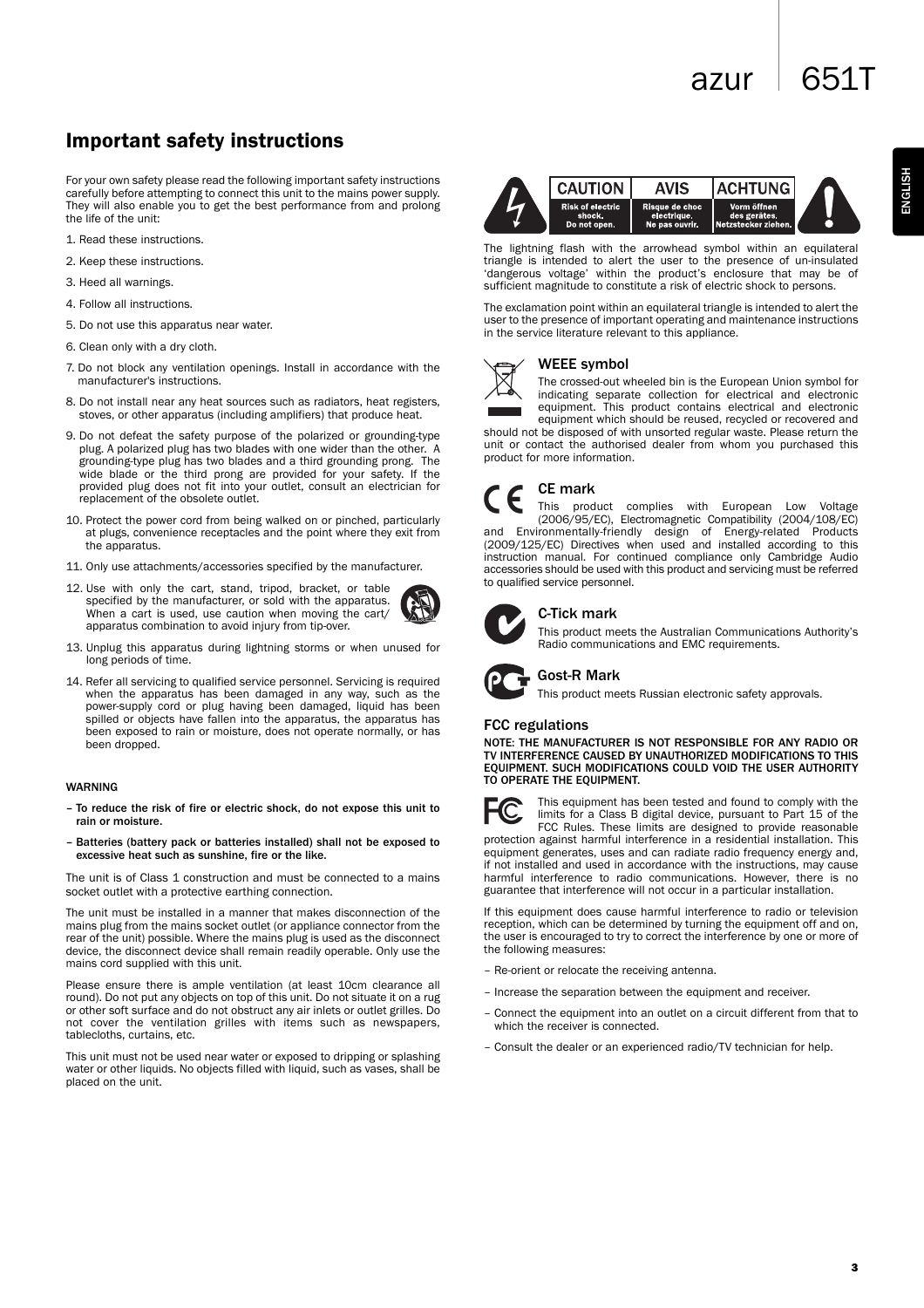# Important safety instructions

For your own safety please read the following important safety instructions carefully before attempting to connect this unit to the mains power supply. They will also enable you to get the best performance from and prolong the life of the unit:

1. Read these instructions.
2. Keep these instructions.
3. Heed all warnings.
4. Follow all instructions.
5. Do not use this apparatus near water.
6. Clean only with a dry cloth.
7. Do not block any ventilation openings. Install in accordance with the manufacturer's instructions.
8. Do not install near any heat sources such as radiators, heat registers, stoves, or other apparatus (including amplifiers) that produce heat.
9. Do not defeat the safety purpose of the polarized or grounding-type plug. A polarized plug has two blades with one wider than the other. A grounding-type plug has two blades and a third grounding prong. The wide blade or the third prong are provided for your safety. If the provided plug does not fit into your outlet, consult an electrician for replacement of the obsolete outlet.
10. Protect the power cord from being walked on or pinched, particularly at plugs, convenience receptacles and the point where they exit from the apparatus.
11. Only use attachments/accessories specified by the manufacturer.
12. Use with only the cart, stand, tripod, bracket, or table specified by the manufacturer, or sold with the apparatus. When a cart is used, use caution when moving the cart/apparatus combination to avoid injury from tip-over.
13. Unplug this apparatus during lightning storms or when unused for long periods of time.
14. Refer all servicing to qualified service personnel. Servicing is required when the apparatus has been damaged in any way, such as the power-supply cord or plug having been damaged, liquid has been spilled or objects have fallen into the apparatus, the apparatus has been exposed to rain or moisture, does not operate normally, or has been dropped.

WARNING

- **To reduce the risk of fire or electric shock, do not expose this unit to rain or moisture.**
- **Batteries (battery pack or batteries installed) shall not be exposed to excessive heat such as sunshine, fire or the like.**

The unit is of Class 1 construction and must be connected to a mains socket outlet with a protective earthing connection.

The unit must be installed in a manner that makes disconnection of the mains plug from the mains socket outlet (or appliance connector from the rear of the unit) possible. Where the mains plug is used as the disconnect device, the disconnect device shall remain readily operable. Only use the mains cord supplied with this unit.

Please ensure there is ample ventilation (at least 10cm clearance all round). Do not put any objects on top of this unit. Do not situate it on a rug or other soft surface and do not obstruct any air inlets or outlet grilles. Do not cover the ventilation grilles with items such as newspapers, tablecloths, curtains, etc.

This unit must not be used near water or exposed to dripping or splashing water or other liquids. No objects filled with liquid, such as vases, shall be placed on the unit.

| CAUTION | AVIS | ACHTUNG |
|---|---|---|
| Risk of electric shock. Do not open. | Risque de choc electrique. Ne pas ouvrir. | Vorm öffnen des gerätes, Netzstecker ziehen. |

The lightning flash with the arrowhead symbol within an equilateral triangle is intended to alert the user to the presence of un-insulated 'dangerous voltage' within the product's enclosure that may be of sufficient magnitude to constitute a risk of electric shock to persons.

The exclamation point within an equilateral triangle is intended to alert the user to the presence of important operating and maintenance instructions in the service literature relevant to this appliance.

### WEEE symbol

The crossed-out wheeled bin is the European Union symbol for indicating separate collection for electrical and electronic equipment. This product contains electrical and electronic equipment which should be reused, recycled or recovered and should not be disposed of with unsorted regular waste. Please return the unit or contact the authorised dealer from whom you purchased this product for more information.

### CE mark

This product complies with European Low Voltage (2006/95/EC), Electromagnetic Compatibility (2004/108/EC) and Environmentally-friendly design of Energy-related Products (2009/125/EC) Directives when used and installed according to this instruction manual. For continued compliance only Cambridge Audio accessories should be used with this product and servicing must be referred to qualified service personnel.

### C-Tick mark

This product meets the Australian Communications Authority's Radio communications and EMC requirements.

### Gost-R Mark

This product meets Russian electronic safety approvals.

### FCC regulations

**NOTE: THE MANUFACTURER IS NOT RESPONSIBLE FOR ANY RADIO OR TV INTERFERENCE CAUSED BY UNAUTHORIZED MODIFICATIONS TO THIS EQUIPMENT. SUCH MODIFICATIONS COULD VOID THE USER AUTHORITY TO OPERATE THE EQUIPMENT.**

This equipment has been tested and found to comply with the limits for a Class B digital device, pursuant to Part 15 of the FCC Rules. These limits are designed to provide reasonable protection against harmful interference in a residential installation. This equipment generates, uses and can radiate radio frequency energy and, if not installed and used in accordance with the instructions, may cause harmful interference to radio communications. However, there is no guarantee that interference will not occur in a particular installation.

If this equipment does cause harmful interference to radio or television reception, which can be determined by turning the equipment off and on, the user is encouraged to try to correct the interference by one or more of the following measures:

- Re-orient or relocate the receiving antenna.
- Increase the separation between the equipment and receiver.
- Connect the equipment into an outlet on a circuit different from that to which the receiver is connected.
- Consult the dealer or an experienced radio/TV technician for help.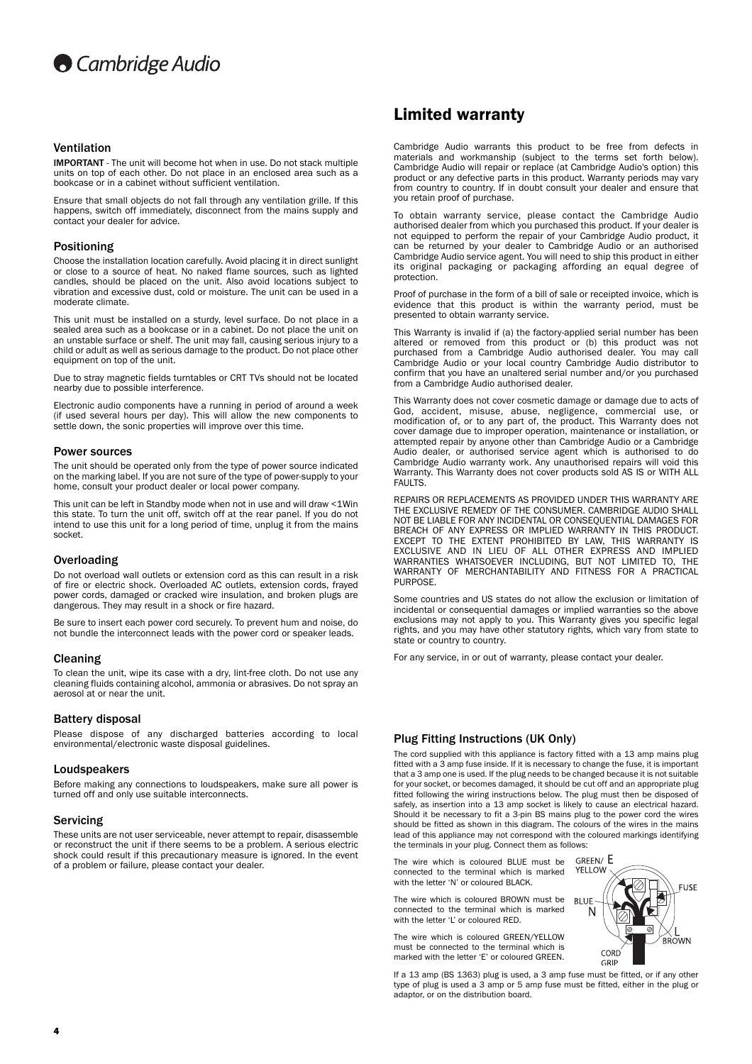## Ventilation

**IMPORTANT** - The unit will become hot when in use. Do not stack multiple units on top of each other. Do not place in an enclosed area such as a bookcase or in a cabinet without sufficient ventilation.

Ensure that small objects do not fall through any ventilation grille. If this happens, switch off immediately, disconnect from the mains supply and contact your dealer for advice.

## Positioning

Choose the installation location carefully. Avoid placing it in direct sunlight or close to a source of heat. No naked flame sources, such as lighted candles, should be placed on the unit. Also avoid locations subject to vibration and excessive dust, cold or moisture. The unit can be used in a moderate climate.

This unit must be installed on a sturdy, level surface. Do not place in a sealed area such as a bookcase or in a cabinet. Do not place the unit on an unstable surface or shelf. The unit may fall, causing serious injury to a child or adult as well as serious damage to the product. Do not place other equipment on top of the unit.

Due to stray magnetic fields turntables or CRT TVs should not be located nearby due to possible interference.

Electronic audio components have a running in period of around a week (if used several hours per day). This will allow the new components to settle down, the sonic properties will improve over this time.

## Power sources

The unit should be operated only from the type of power source indicated on the marking label. If you are not sure of the type of power-supply to your home, consult your product dealer or local power company.

This unit can be left in Standby mode when not in use and will draw <1Win this state. To turn the unit off, switch off at the rear panel. If you do not intend to use this unit for a long period of time, unplug it from the mains socket.

## Overloading

Do not overload wall outlets or extension cord as this can result in a risk of fire or electric shock. Overloaded AC outlets, extension cords, frayed power cords, damaged or cracked wire insulation, and broken plugs are dangerous. They may result in a shock or fire hazard.

Be sure to insert each power cord securely. To prevent hum and noise, do not bundle the interconnect leads with the power cord or speaker leads.

## Cleaning

To clean the unit, wipe its case with a dry, lint-free cloth. Do not use any cleaning fluids containing alcohol, ammonia or abrasives. Do not spray an aerosol at or near the unit.

## Battery disposal

Please dispose of any discharged batteries according to local environmental/electronic waste disposal guidelines.

## Loudspeakers

Before making any connections to loudspeakers, make sure all power is turned off and only use suitable interconnects.

## Servicing

These units are not user serviceable, never attempt to repair, disassemble or reconstruct the unit if there seems to be a problem. A serious electric shock could result if this precautionary measure is ignored. In the event of a problem or failure, please contact your dealer.

# Limited warranty

Cambridge Audio warrants this product to be free from defects in materials and workmanship (subject to the terms set forth below). Cambridge Audio will repair or replace (at Cambridge Audio's option) this product or any defective parts in this product. Warranty periods may vary from country to country. If in doubt consult your dealer and ensure that you retain proof of purchase.

To obtain warranty service, please contact the Cambridge Audio authorised dealer from which you purchased this product. If your dealer is not equipped to perform the repair of your Cambridge Audio product, it can be returned by your dealer to Cambridge Audio or an authorised Cambridge Audio service agent. You will need to ship this product in either its original packaging or packaging affording an equal degree of protection.

Proof of purchase in the form of a bill of sale or receipted invoice, which is evidence that this product is within the warranty period, must be presented to obtain warranty service.

This Warranty is invalid if (a) the factory-applied serial number has been altered or removed from this product or (b) this product was not purchased from a Cambridge Audio authorised dealer. You may call Cambridge Audio or your local country Cambridge Audio distributor to confirm that you have an unaltered serial number and/or you purchased from a Cambridge Audio authorised dealer.

This Warranty does not cover cosmetic damage or damage due to acts of God, accident, misuse, abuse, negligence, commercial use, or modification of, or to any part of, the product. This Warranty does not cover damage due to improper operation, maintenance or installation, or attempted repair by anyone other than Cambridge Audio or a Cambridge Audio dealer, or authorised service agent which is authorised to do Cambridge Audio warranty work. Any unauthorised repairs will void this Warranty. This Warranty does not cover products sold AS IS or WITH ALL FAULTS.

REPAIRS OR REPLACEMENTS AS PROVIDED UNDER THIS WARRANTY ARE THE EXCLUSIVE REMEDY OF THE CONSUMER. CAMBRIDGE AUDIO SHALL NOT BE LIABLE FOR ANY INCIDENTAL OR CONSEQUENTIAL DAMAGES FOR BREACH OF ANY EXPRESS OR IMPLIED WARRANTY IN THIS PRODUCT. EXCEPT TO THE EXTENT PROHIBITED BY LAW, THIS WARRANTY IS EXCLUSIVE AND IN LIEU OF ALL OTHER EXPRESS AND IMPLIED WARRANTIES WHATSOEVER INCLUDING, BUT NOT LIMITED TO, THE WARRANTY OF MERCHANTABILITY AND FITNESS FOR A PRACTICAL PURPOSE.

Some countries and US states do not allow the exclusion or limitation of incidental or consequential damages or implied warranties so the above exclusions may not apply to you. This Warranty gives you specific legal rights, and you may have other statutory rights, which vary from state to state or country to country.

For any service, in or out of warranty, please contact your dealer.

## Plug Fitting Instructions (UK Only)

The cord supplied with this appliance is factory fitted with a 13 amp mains plug fitted with a 3 amp fuse inside. If it is necessary to change the fuse, it is important that a 3 amp one is used. If the plug needs to be changed because it is not suitable for your socket, or becomes damaged, it should be cut off and an appropriate plug fitted following the wiring instructions below. The plug must then be disposed of safely, as insertion into a 13 amp socket is likely to cause an electrical hazard. Should it be necessary to fit a 3-pin BS mains plug to the power cord the wires should be fitted as shown in this diagram. The colours of the wires in the mains lead of this appliance may not correspond with the coloured markings identifying the terminals in your plug. Connect them as follows:

The wire which is coloured BLUE must be connected to the terminal which is marked with the letter 'N' or coloured BLACK.

The wire which is coloured BROWN must be connected to the terminal which is marked with the letter 'L' or coloured RED.

The wire which is coloured GREEN/YELLOW must be connected to the terminal which is marked with the letter 'E' or coloured GREEN.

GREEN/YELLOW E
FUSE
BLUE N
L BROWN
CORD GRIP

If a 13 amp (BS 1363) plug is used, a 3 amp fuse must be fitted, or if any other type of plug is used a 3 amp or 5 amp fuse must be fitted, either in the plug or adaptor, or on the distribution board.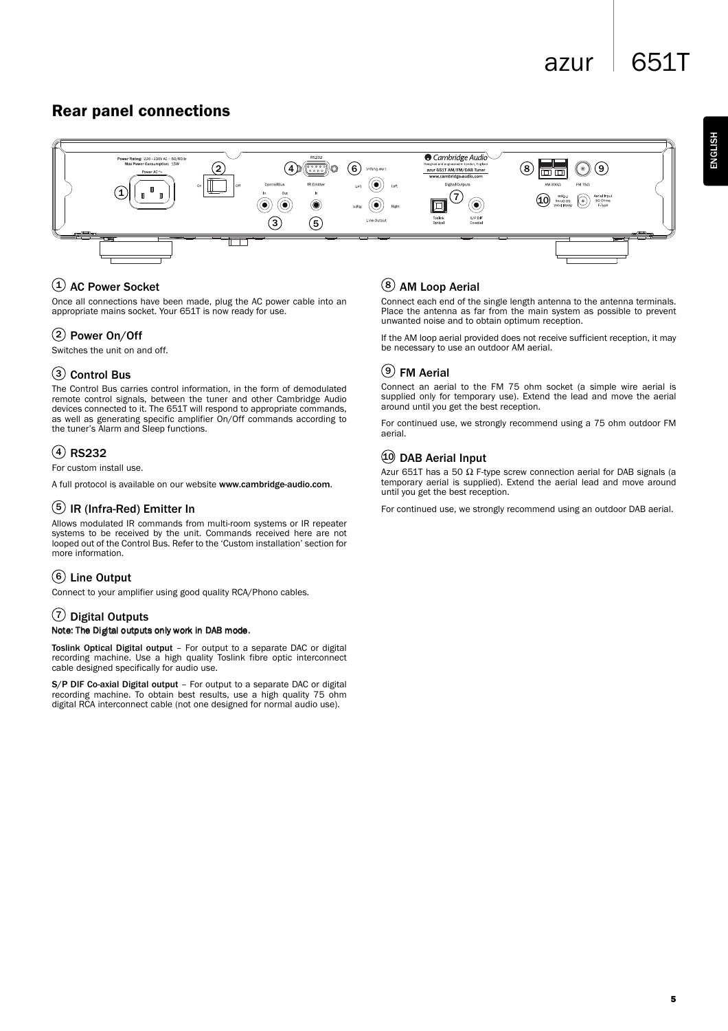## Rear panel connections

### 1 AC Power Socket

Once all connections have been made, plug the AC power cable into an appropriate mains socket. Your 651T is now ready for use.

### 2 Power On/Off

Switches the unit on and off.

### 3 Control Bus

The Control Bus carries control information, in the form of demodulated remote control signals, between the tuner and other Cambridge Audio devices connected to it. The 651T will respond to appropriate commands, as well as generating specific amplifier On/Off commands according to the tuner's Alarm and Sleep functions.

### 4 RS232

For custom install use.

A full protocol is available on our website **www.cambridge-audio.com**.

### 5 IR (Infra-Red) Emitter In

Allows modulated IR commands from multi-room systems or IR repeater systems to be received by the unit. Commands received here are not looped out of the Control Bus. Refer to the 'Custom installation' section for more information.

### 6 Line Output

Connect to your amplifier using good quality RCA/Phono cables.

### 7 Digital Outputs

**Note: The Digital outputs only work in DAB mode.**

**Toslink Optical Digital output** – For output to a separate DAC or digital recording machine. Use a high quality Toslink fibre optic interconnect cable designed specifically for audio use.

**S/P DIF Co-axial Digital output** – For output to a separate DAC or digital recording machine. To obtain best results, use a high quality 75 ohm digital RCA interconnect cable (not one designed for normal audio use).

### 8 AM Loop Aerial

Connect each end of the single length antenna to the antenna terminals. Place the antenna as far from the main system as possible to prevent unwanted noise and to obtain optimum reception.

If the AM loop aerial provided does not receive sufficient reception, it may be necessary to use an outdoor AM aerial.

### 9 FM Aerial

Connect an aerial to the FM 75 ohm socket (a simple wire aerial is supplied only for temporary use). Extend the lead and move the aerial around until you get the best reception.

For continued use, we strongly recommend using a 75 ohm outdoor FM aerial.

### 10 DAB Aerial Input

Azur 651T has a 50 Ω F-type screw connection aerial for DAB signals (a temporary aerial is supplied). Extend the aerial lead and move around until you get the best reception.

For continued use, we strongly recommend using an outdoor DAB aerial.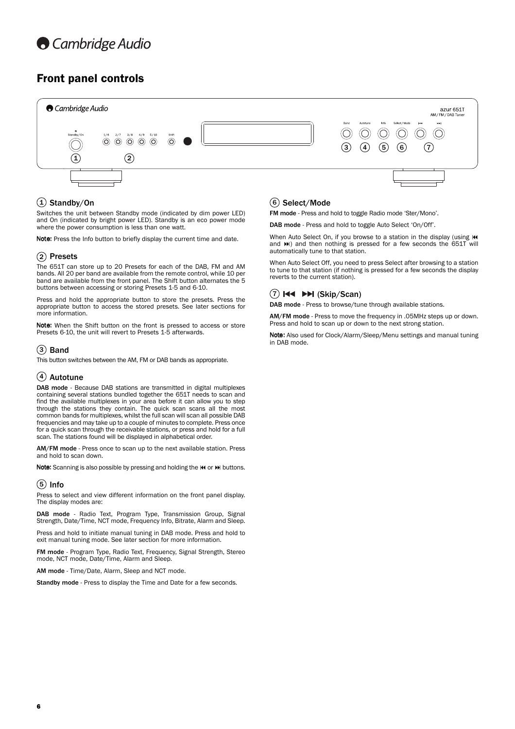## Front panel controls

### ① Standby/On

Switches the unit between Standby mode (indicated by dim power LED) and On (indicated by bright power LED). Standby is an eco power mode where the power consumption is less than one watt.

**Note:** Press the Info button to briefly display the current time and date.

### ② Presets

The 651T can store up to 20 Presets for each of the DAB, FM and AM bands. All 20 per band are available from the remote control, while 10 per band are available from the front panel. The Shift button alternates the 5 buttons between accessing or storing Presets 1-5 and 6-10.

Press and hold the appropriate button to store the presets. Press the appropriate button to access the stored presets. See later sections for more information.

**Note:** When the Shift button on the front is pressed to access or store Presets 6-10, the unit will revert to Presets 1-5 afterwards.

### ③ Band

This button switches between the AM, FM or DAB bands as appropriate.

### ④ Autotune

**DAB mode** - Because DAB stations are transmitted in digital multiplexes containing several stations bundled together the 651T needs to scan and find the available multiplexes in your area before it can allow you to step through the stations they contain. The quick scan scans all the most common bands for multiplexes, whilst the full scan will scan all possible DAB frequencies and may take up to a couple of minutes to complete. Press once for a quick scan through the receivable stations, or press and hold for a full scan. The stations found will be displayed in alphabetical order.

**AM/FM mode** - Press once to scan up to the next available station. Press and hold to scan down.

**Note:** Scanning is also possible by pressing and holding the ⏮ or ⏭ buttons.

### ⑤ Info

Press to select and view different information on the front panel display. The display modes are:

**DAB mode** - Radio Text, Program Type, Transmission Group, Signal Strength, Date/Time, NCT mode, Frequency Info, Bitrate, Alarm and Sleep.

Press and hold to initiate manual tuning in DAB mode. Press and hold to exit manual tuning mode. See later section for more information.

**FM mode** - Program Type, Radio Text, Frequency, Signal Strength, Stereo mode, NCT mode, Date/Time, Alarm and Sleep.

**AM mode** - Time/Date, Alarm, Sleep and NCT mode.

**Standby mode** - Press to display the Time and Date for a few seconds.

### ⑥ Select/Mode

**FM mode** - Press and hold to toggle Radio mode 'Ster/Mono'.

**DAB mode** - Press and hold to toggle Auto Select 'On/Off'.

When Auto Select On, if you browse to a station in the display (using ⏮ and ⏭) and then nothing is pressed for a few seconds the 651T will automatically tune to that station.

When Auto Select Off, you need to press Select after browsing to a station to tune to that station (if nothing is pressed for a few seconds the display reverts to the current station).

### ⑦ ⏮ ⏭ (Skip/Scan)

**DAB mode** - Press to browse/tune through available stations.

**AM/FM mode** - Press to move the frequency in .05MHz steps up or down. Press and hold to scan up or down to the next strong station.

**Note:** Also used for Clock/Alarm/Sleep/Menu settings and manual tuning in DAB mode.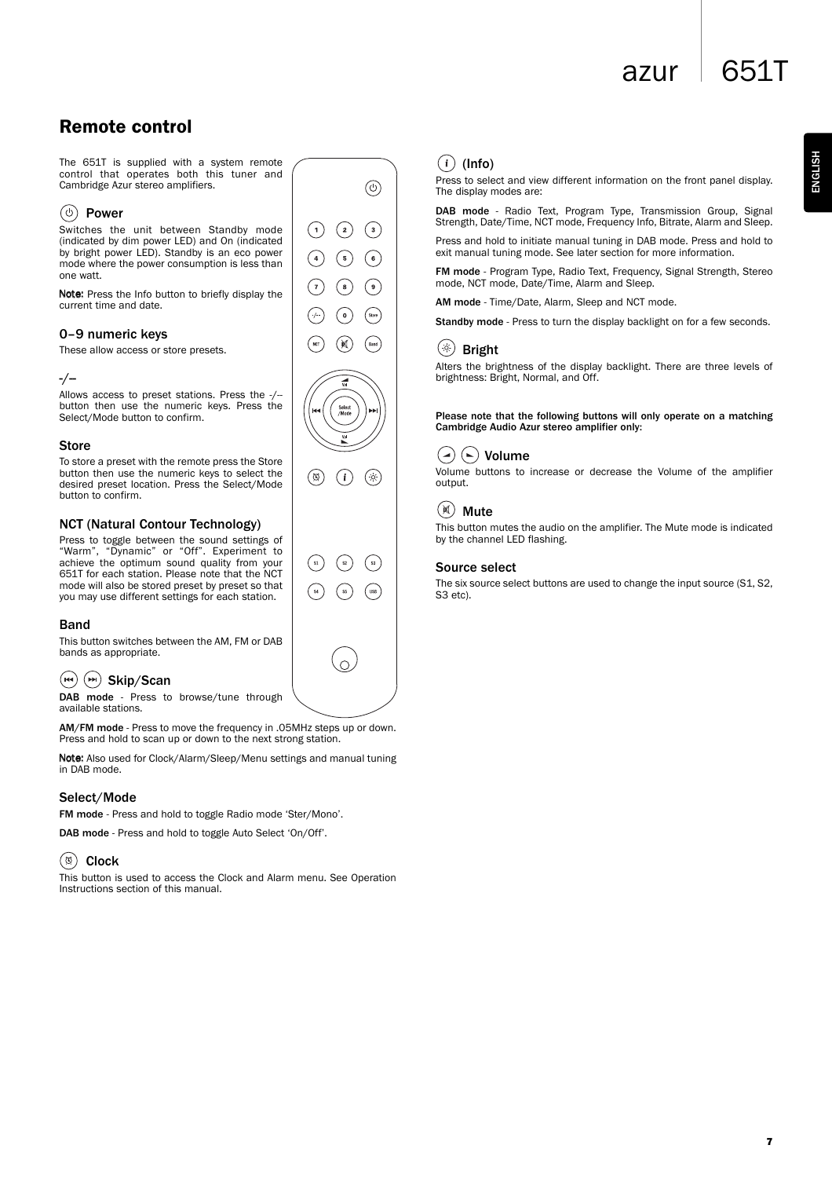## Remote control

The 651T is supplied with a system remote control that operates both this tuner and Cambridge Azur stereo amplifiers.

### Power

Switches the unit between Standby mode (indicated by dim power LED) and On (indicated by bright power LED). Standby is an eco power mode where the power consumption is less than one watt.

**Note:** Press the Info button to briefly display the current time and date.

### 0–9 numeric keys

These allow access or store presets.

### -/--

Allows access to preset stations. Press the -/-- button then use the numeric keys. Press the Select/Mode button to confirm.

### Store

To store a preset with the remote press the Store button then use the numeric keys to select the desired preset location. Press the Select/Mode button to confirm.

### NCT (Natural Contour Technology)

Press to toggle between the sound settings of "Warm", "Dynamic" or "Off". Experiment to achieve the optimum sound quality from your 651T for each station. Please note that the NCT mode will also be stored preset by preset so that you may use different settings for each station.

### Band

This button switches between the AM, FM or DAB bands as appropriate.

### Skip/Scan

**DAB mode** - Press to browse/tune through available stations.

**AM/FM mode** - Press to move the frequency in .05MHz steps up or down. Press and hold to scan up or down to the next strong station.

**Note:** Also used for Clock/Alarm/Sleep/Menu settings and manual tuning in DAB mode.

### Select/Mode

**FM mode** - Press and hold to toggle Radio mode 'Ster/Mono'.

**DAB mode** - Press and hold to toggle Auto Select 'On/Off'.

### Clock

This button is used to access the Clock and Alarm menu. See Operation Instructions section of this manual.

### (Info)

Press to select and view different information on the front panel display. The display modes are:

**DAB mode** - Radio Text, Program Type, Transmission Group, Signal Strength, Date/Time, NCT mode, Frequency Info, Bitrate, Alarm and Sleep.

Press and hold to initiate manual tuning in DAB mode. Press and hold to exit manual tuning mode. See later section for more information.

**FM mode** - Program Type, Radio Text, Frequency, Signal Strength, Stereo mode, NCT mode, Date/Time, Alarm and Sleep.

**AM mode** - Time/Date, Alarm, Sleep and NCT mode.

**Standby mode** - Press to turn the display backlight on for a few seconds.

### Bright

Alters the brightness of the display backlight. There are three levels of brightness: Bright, Normal, and Off.

**Please note that the following buttons will only operate on a matching Cambridge Audio Azur stereo amplifier only:**

### Volume

Volume buttons to increase or decrease the Volume of the amplifier output.

### Mute

This button mutes the audio on the amplifier. The Mute mode is indicated by the channel LED flashing.

### Source select

The six source select buttons are used to change the input source (S1, S2, S3 etc).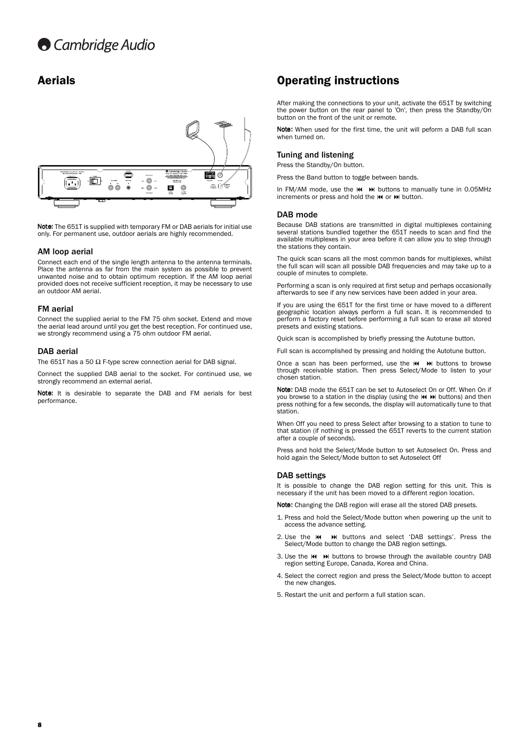## Aerials

**Note:** The 651T is supplied with temporary FM or DAB aerials for initial use only. For permanent use, outdoor aerials are highly recommended.

### AM loop aerial

Connect each end of the single length antenna to the antenna terminals. Place the antenna as far from the main system as possible to prevent unwanted noise and to obtain optimum reception. If the AM loop aerial provided does not receive sufficient reception, it may be necessary to use an outdoor AM aerial.

### FM aerial

Connect the supplied aerial to the FM 75 ohm socket. Extend and move the aerial lead around until you get the best reception. For continued use, we strongly recommend using a 75 ohm outdoor FM aerial.

### DAB aerial

The 651T has a 50 Ω F-type screw connection aerial for DAB signal.

Connect the supplied DAB aerial to the socket. For continued use, we strongly recommend an external aerial.

**Note:** It is desirable to separate the DAB and FM aerials for best performance.

## Operating instructions

After making the connections to your unit, activate the 651T by switching the power button on the rear panel to 'On', then press the Standby/On button on the front of the unit or remote.

**Note:** When used for the first time, the unit will peform a DAB full scan when turned on.

### Tuning and listening

Press the Standby/On button.

Press the Band button to toggle between bands.

In FM/AM mode, use the ⏮ ⏭ buttons to manually tune in 0.05MHz increments or press and hold the ⏮ or ⏭ button.

### DAB mode

Because DAB stations are transmitted in digital multiplexes containing several stations bundled together the 651T needs to scan and find the available multiplexes in your area before it can allow you to step through the stations they contain.

The quick scan scans all the most common bands for multiplexes, whilst the full scan will scan all possible DAB frequencies and may take up to a couple of minutes to complete.

Performing a scan is only required at first setup and perhaps occasionally afterwards to see if any new services have been added in your area.

If you are using the 651T for the first time or have moved to a different geographic location always perform a full scan. It is recommended to perform a factory reset before performing a full scan to erase all stored presets and existing stations.

Quick scan is accomplished by briefly pressing the Autotune button.

Full scan is accomplished by pressing and holding the Autotune button.

Once a scan has been performed, use the ⏮ ⏭ buttons to browse through receivable station. Then press Select/Mode to listen to your chosen station.

**Note:** DAB mode the 651T can be set to Autoselect On or Off. When On if you browse to a station in the display (using the ⏮ ⏭ buttons) and then press nothing for a few seconds, the display will automatically tune to that station.

When Off you need to press Select after browsing to a station to tune to that station (if nothing is pressed the 651T reverts to the current station after a couple of seconds).

Press and hold the Select/Mode button to set Autoselect On. Press and hold again the Select/Mode button to set Autoselect Off

### DAB settings

It is possible to change the DAB region setting for this unit. This is necessary if the unit has been moved to a different region location.

**Note:** Changing the DAB region will erase all the stored DAB presets.

1. Press and hold the Select/Mode button when powering up the unit to access the advance setting.
2. Use the ⏮ ⏭ buttons and select 'DAB settings'. Press the Select/Mode button to change the DAB region settings.
3. Use the ⏮ ⏭ buttons to browse through the available country DAB region setting Europe, Canada, Korea and China.
4. Select the correct region and press the Select/Mode button to accept the new changes.
5. Restart the unit and perform a full station scan.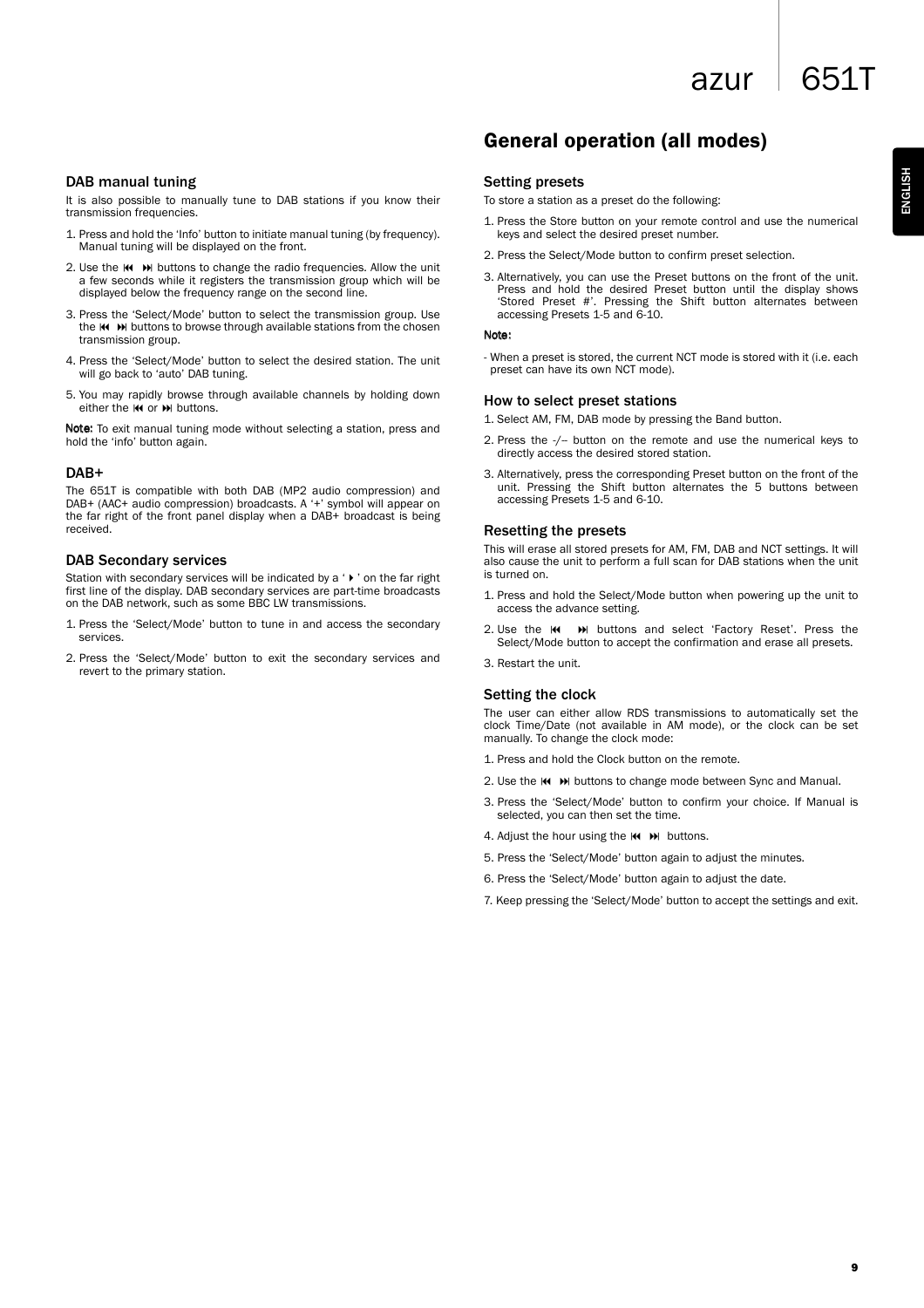## DAB manual tuning

It is also possible to manually tune to DAB stations if you know their transmission frequencies.

1. Press and hold the 'Info' button to initiate manual tuning (by frequency). Manual tuning will be displayed on the front.
2. Use the ⏮ ⏭ buttons to change the radio frequencies. Allow the unit a few seconds while it registers the transmission group which will be displayed below the frequency range on the second line.
3. Press the 'Select/Mode' button to select the transmission group. Use the ⏮ ⏭ buttons to browse through available stations from the chosen transmission group.
4. Press the 'Select/Mode' button to select the desired station. The unit will go back to 'auto' DAB tuning.
5. You may rapidly browse through available channels by holding down either the ⏮ or ⏭ buttons.

**Note:** To exit manual tuning mode without selecting a station, press and hold the 'info' button again.

## DAB+

The 651T is compatible with both DAB (MP2 audio compression) and DAB+ (AAC+ audio compression) broadcasts. A '+' symbol will appear on the far right of the front panel display when a DAB+ broadcast is being received.

## DAB Secondary services

Station with secondary services will be indicated by a '▸' on the far right first line of the display. DAB secondary services are part-time broadcasts on the DAB network, such as some BBC LW transmissions.

1. Press the 'Select/Mode' button to tune in and access the secondary services.
2. Press the 'Select/Mode' button to exit the secondary services and revert to the primary station.

# General operation (all modes)

## Setting presets

To store a station as a preset do the following:

1. Press the Store button on your remote control and use the numerical keys and select the desired preset number.
2. Press the Select/Mode button to confirm preset selection.
3. Alternatively, you can use the Preset buttons on the front of the unit. Press and hold the desired Preset button until the display shows 'Stored Preset #'. Pressing the Shift button alternates between accessing Presets 1-5 and 6-10.

**Note:**

- When a preset is stored, the current NCT mode is stored with it (i.e. each preset can have its own NCT mode).

## How to select preset stations

1. Select AM, FM, DAB mode by pressing the Band button.
2. Press the -/-- button on the remote and use the numerical keys to directly access the desired stored station.
3. Alternatively, press the corresponding Preset button on the front of the unit. Pressing the Shift button alternates the 5 buttons between accessing Presets 1-5 and 6-10.

## Resetting the presets

This will erase all stored presets for AM, FM, DAB and NCT settings. It will also cause the unit to perform a full scan for DAB stations when the unit is turned on.

1. Press and hold the Select/Mode button when powering up the unit to access the advance setting.
2. Use the ⏮ ⏭ buttons and select 'Factory Reset'. Press the Select/Mode button to accept the confirmation and erase all presets.
3. Restart the unit.

## Setting the clock

The user can either allow RDS transmissions to automatically set the clock Time/Date (not available in AM mode), or the clock can be set manually. To change the clock mode:

1. Press and hold the Clock button on the remote.
2. Use the ⏮ ⏭ buttons to change mode between Sync and Manual.
3. Press the 'Select/Mode' button to confirm your choice. If Manual is selected, you can then set the time.
4. Adjust the hour using the ⏮ ⏭ buttons.
5. Press the 'Select/Mode' button again to adjust the minutes.
6. Press the 'Select/Mode' button again to adjust the date.
7. Keep pressing the 'Select/Mode' button to accept the settings and exit.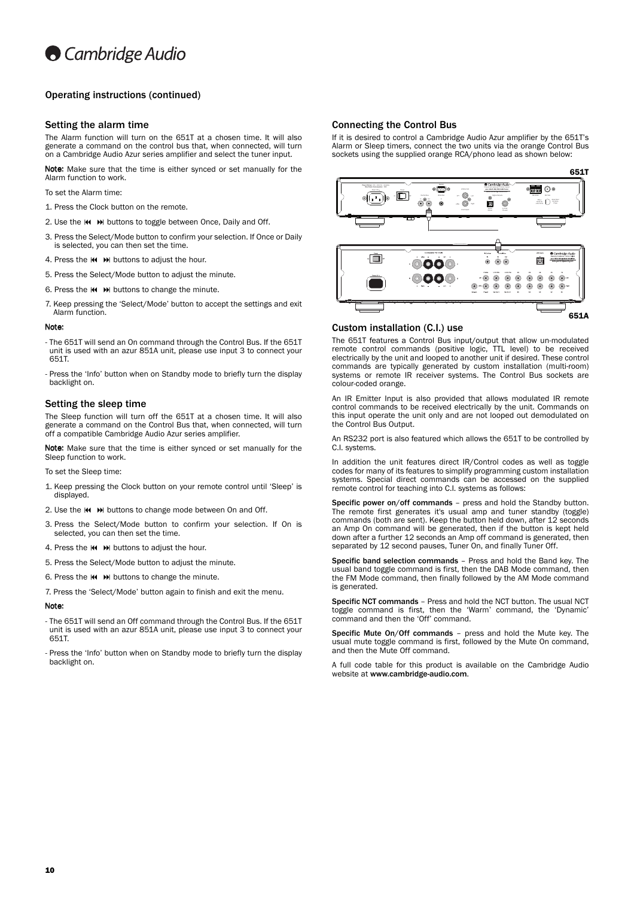## Operating instructions (continued)

### Setting the alarm time

The Alarm function will turn on the 651T at a chosen time. It will also generate a command on the control bus that, when connected, will turn on a Cambridge Audio Azur series amplifier and select the tuner input.

**Note:** Make sure that the time is either synced or set manually for the Alarm function to work.

To set the Alarm time:

1. Press the Clock button on the remote.
2. Use the ⏮ ⏭ buttons to toggle between Once, Daily and Off.
3. Press the Select/Mode button to confirm your selection. If Once or Daily is selected, you can then set the time.
4. Press the ⏮ ⏭ buttons to adjust the hour.
5. Press the Select/Mode button to adjust the minute.
6. Press the ⏮ ⏭ buttons to change the minute.
7. Keep pressing the 'Select/Mode' button to accept the settings and exit Alarm function.

**Note:**

- The 651T will send an On command through the Control Bus. If the 651T unit is used with an azur 851A unit, please use input 3 to connect your 651T.
- Press the 'Info' button when on Standby mode to briefly turn the display backlight on.

### Setting the sleep time

The Sleep function will turn off the 651T at a chosen time. It will also generate a command on the Control Bus that, when connected, will turn off a compatible Cambridge Audio Azur series amplifier.

**Note:** Make sure that the time is either synced or set manually for the Sleep function to work.

To set the Sleep time:

1. Keep pressing the Clock button on your remote control until 'Sleep' is displayed.
2. Use the ⏮ ⏭ buttons to change mode between On and Off.
3. Press the Select/Mode button to confirm your selection. If On is selected, you can then set the time.
4. Press the ⏮ ⏭ buttons to adjust the hour.
5. Press the Select/Mode button to adjust the minute.
6. Press the ⏮ ⏭ buttons to change the minute.
7. Press the 'Select/Mode' button again to finish and exit the menu.

**Note:**

- The 651T will send an Off command through the Control Bus. If the 651T unit is used with an azur 851A unit, please use input 3 to connect your 651T.
- Press the 'Info' button when on Standby mode to briefly turn the display backlight on.

### Connecting the Control Bus

If it is desired to control a Cambridge Audio Azur amplifier by the 651T's Alarm or Sleep timers, connect the two units via the orange Control Bus sockets using the supplied orange RCA/phono lead as shown below:

651T

651A

### Custom installation (C.I.) use

The 651T features a Control Bus input/output that allow un-modulated remote control commands (positive logic, TTL level) to be received electrically by the unit and looped to another unit if desired. These control commands are typically generated by custom installation (multi-room) systems or remote IR receiver systems. The Control Bus sockets are colour-coded orange.

An IR Emitter Input is also provided that allows modulated IR remote control commands to be received electrically by the unit. Commands on this input operate the unit only and are not looped out demodulated on the Control Bus Output.

An RS232 port is also featured which allows the 651T to be controlled by C.I. systems.

In addition the unit features direct IR/Control codes as well as toggle codes for many of its features to simplify programming custom installation systems. Special direct commands can be accessed on the supplied remote control for teaching into C.I. systems as follows:

**Specific power on/off commands** – press and hold the Standby button. The remote first generates it's usual amp and tuner standby (toggle) commands (both are sent). Keep the button held down, after 12 seconds an Amp On command will be generated, then if the button is kept held down after a further 12 seconds an Amp off command is generated, then separated by 12 second pauses, Tuner On, and finally Tuner Off.

**Specific band selection commands** – Press and hold the Band key. The usual band toggle command is first, then the DAB Mode command, then the FM Mode command, then finally followed by the AM Mode command is generated.

**Specific NCT commands** – Press and hold the NCT button. The usual NCT toggle command is first, then the 'Warm' command, the 'Dynamic' command and then the 'Off' command.

**Specific Mute On/Off commands** – press and hold the Mute key. The usual mute toggle command is first, followed by the Mute On command, and then the Mute Off command.

A full code table for this product is available on the Cambridge Audio website at **www.cambridge-audio.com**.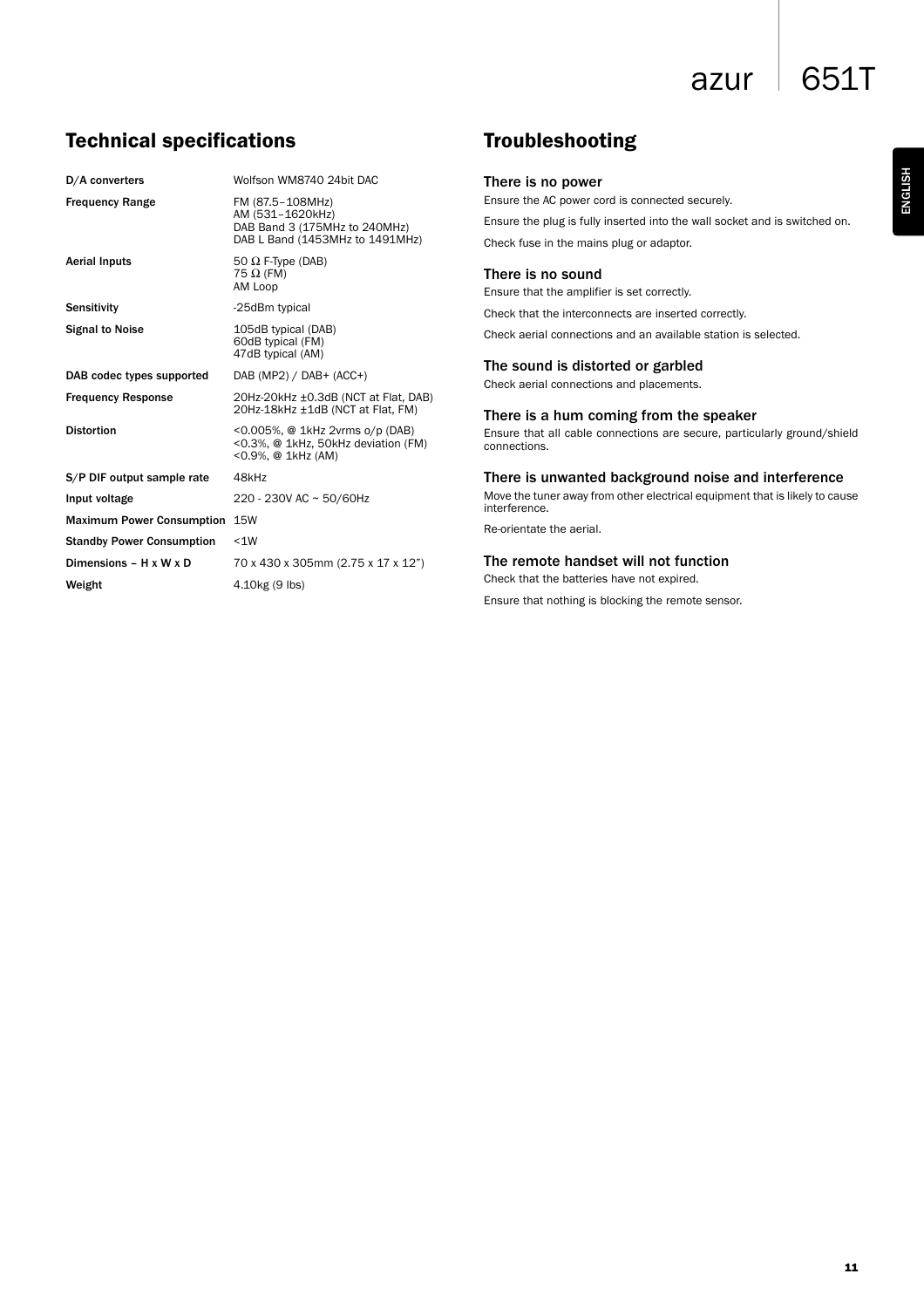## Technical specifications

| | |
|---|---|
| **D/A converters** | Wolfson WM8740 24bit DAC |
| **Frequency Range** | FM (87.5–108MHz)<br>AM (531–1620kHz)<br>DAB Band 3 (175MHz to 240MHz)<br>DAB L Band (1453MHz to 1491MHz) |
| **Aerial Inputs** | 50 Ω F-Type (DAB)<br>75 Ω (FM)<br>AM Loop |
| **Sensitivity** | -25dBm typical |
| **Signal to Noise** | 105dB typical (DAB)<br>60dB typical (FM)<br>47dB typical (AM) |
| **DAB codec types supported** | DAB (MP2) / DAB+ (ACC+) |
| **Frequency Response** | 20Hz-20kHz ±0.3dB (NCT at Flat, DAB)<br>20Hz-18kHz ±1dB (NCT at Flat, FM) |
| **Distortion** | <0.005%, @ 1kHz 2vrms o/p (DAB)<br><0.3%, @ 1kHz, 50kHz deviation (FM)<br><0.9%, @ 1kHz (AM) |
| **S/P DIF output sample rate** | 48kHz |
| **Input voltage** | 220 - 230V AC ~ 50/60Hz |
| **Maximum Power Consumption** | 15W |
| **Standby Power Consumption** | <1W |
| **Dimensions – H x W x D** | 70 x 430 x 305mm (2.75 x 17 x 12") |
| **Weight** | 4.10kg (9 lbs) |

## Troubleshooting

### There is no power

Ensure the AC power cord is connected securely.

Ensure the plug is fully inserted into the wall socket and is switched on.

Check fuse in the mains plug or adaptor.

### There is no sound

Ensure that the amplifier is set correctly.

Check that the interconnects are inserted correctly.

Check aerial connections and an available station is selected.

### The sound is distorted or garbled

Check aerial connections and placements.

### There is a hum coming from the speaker

Ensure that all cable connections are secure, particularly ground/shield connections.

### There is unwanted background noise and interference

Move the tuner away from other electrical equipment that is likely to cause interference.

Re-orientate the aerial.

### The remote handset will not function

Check that the batteries have not expired.

Ensure that nothing is blocking the remote sensor.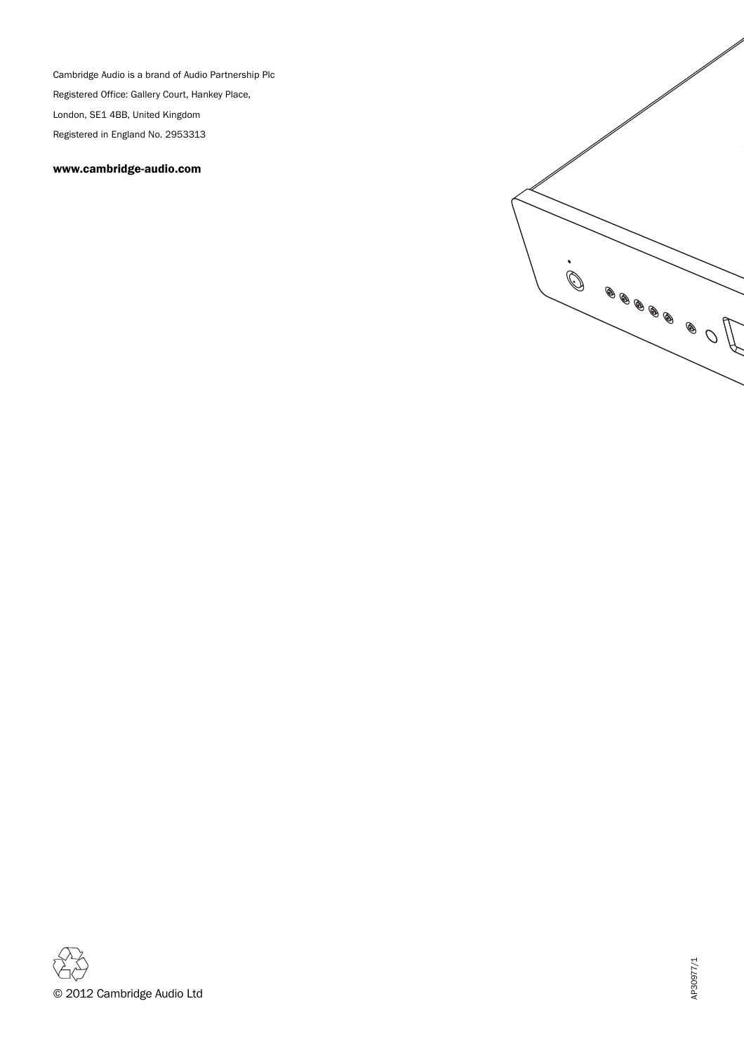Cambridge Audio is a brand of Audio Partnership Plc

Registered Office: Gallery Court, Hankey Place,

London, SE1 4BB, United Kingdom

Registered in England No. 2953313

**www.cambridge-audio.com**

© 2012 Cambridge Audio Ltd

AP30977/1